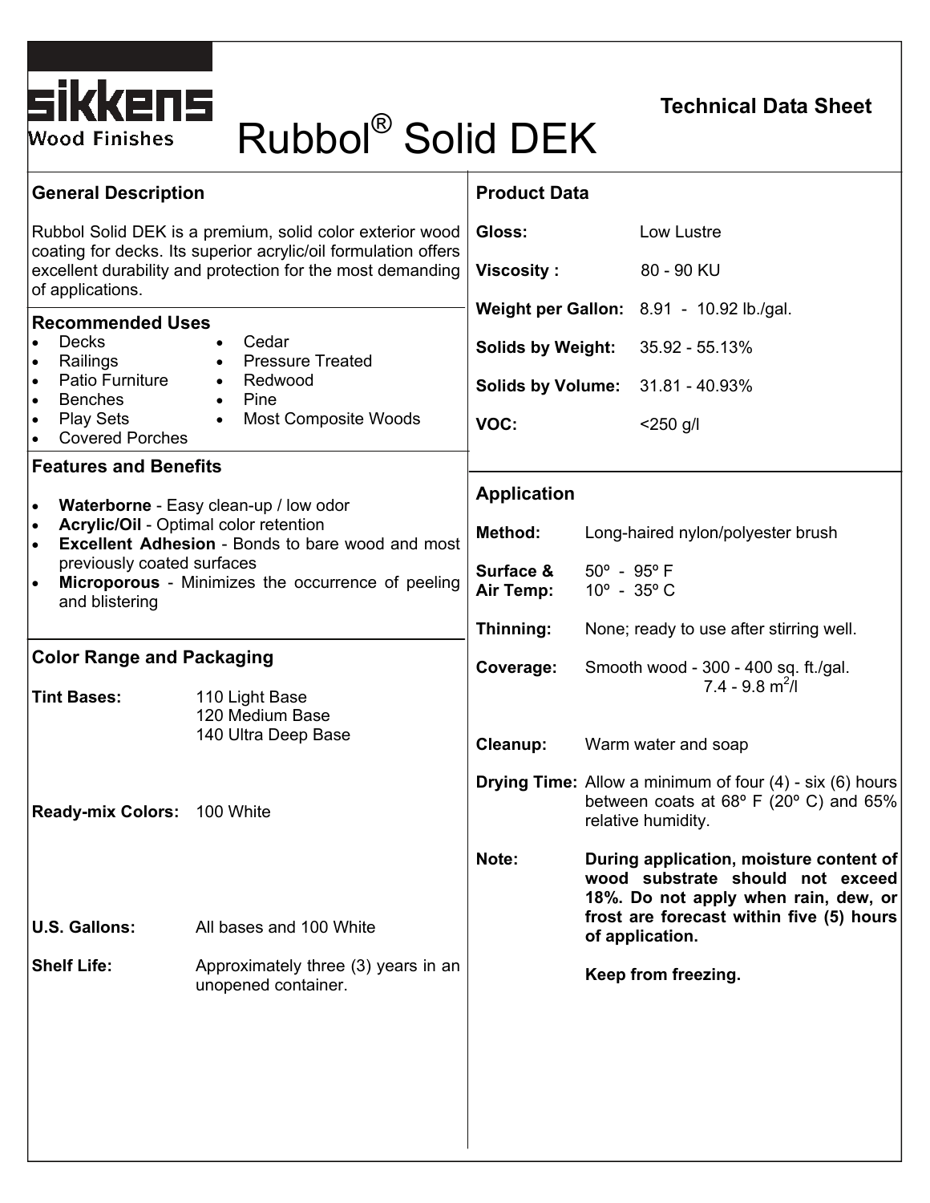**sikkens**
Wood Finishes

# Rubbol® Solid DEK

**Technical Data Sheet**

## General Description

Rubbol Solid DEK is a premium, solid color exterior wood coating for decks. Its superior acrylic/oil formulation offers excellent durability and protection for the most demanding of applications.

## Recommended Uses

- Decks
- Railings
- Patio Furniture
- Benches
- Play Sets
- Covered Porches
- Cedar
- Pressure Treated
- Redwood
- Pine
- Most Composite Woods

## Features and Benefits

- **Waterborne** - Easy clean-up / low odor
- **Acrylic/Oil** - Optimal color retention
- **Excellent Adhesion** - Bonds to bare wood and most previously coated surfaces
- **Microporous** - Minimizes the occurrence of peeling and blistering

## Color Range and Packaging

**Tint Bases:** 110 Light Base
120 Medium Base
140 Ultra Deep Base

**Ready-mix Colors:** 100 White

**U.S. Gallons:** All bases and 100 White

**Shelf Life:** Approximately three (3) years in an unopened container.

## Product Data

| | |
|---|---|
| **Gloss:** | Low Lustre |
| **Viscosity :** | 80 - 90 KU |
| **Weight per Gallon:** | 8.91 - 10.92 lb./gal. |
| **Solids by Weight:** | 35.92 - 55.13% |
| **Solids by Volume:** | 31.81 - 40.93% |
| **VOC:** | <250 g/l |

## Application

**Method:** Long-haired nylon/polyester brush

**Surface & Air Temp:** 50º - 95º F
10º - 35º C

**Thinning:** None; ready to use after stirring well.

**Coverage:** Smooth wood - 300 - 400 sq. ft./gal.
7.4 - 9.8 $m^2$/l

**Cleanup:** Warm water and soap

**Drying Time:** Allow a minimum of four (4) - six (6) hours between coats at 68º F (20º C) and 65% relative humidity.

**Note:** **During application, moisture content of wood substrate should not exceed 18%. Do not apply when rain, dew, or frost are forecast within five (5) hours of application.**

**Keep from freezing.**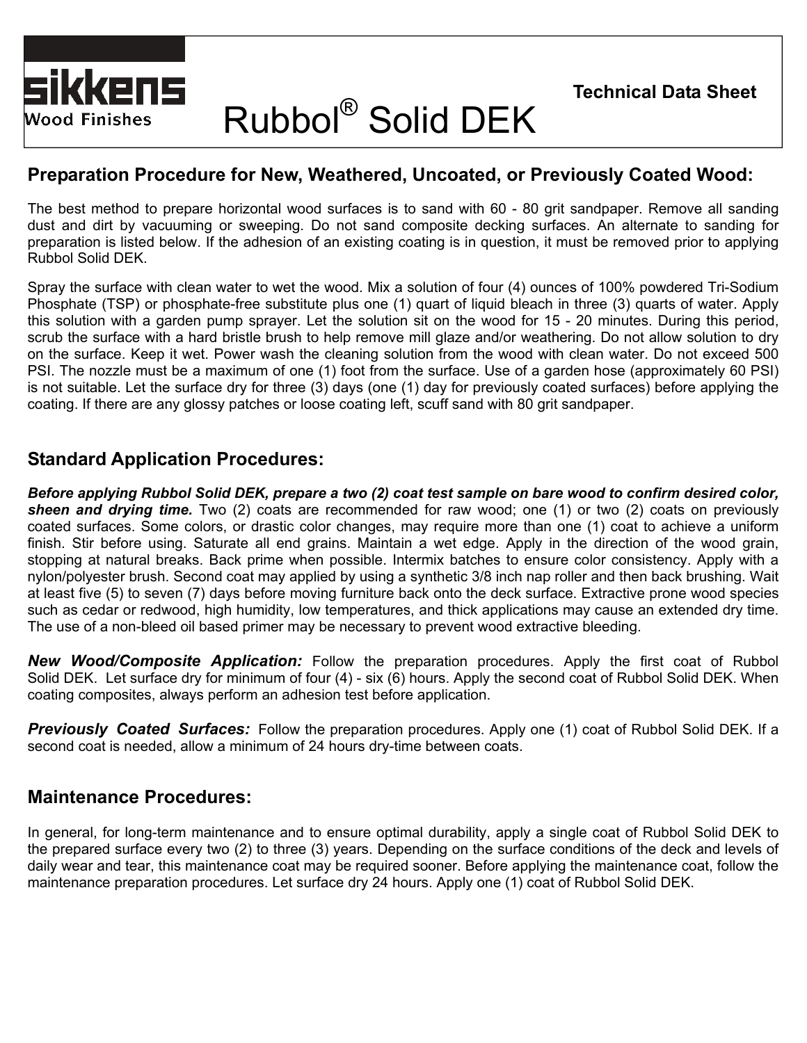sikkens
Wood Finishes

# Rubbol® Solid DEK

**Technical Data Sheet**

## Preparation Procedure for New, Weathered, Uncoated, or Previously Coated Wood:

The best method to prepare horizontal wood surfaces is to sand with 60 - 80 grit sandpaper. Remove all sanding dust and dirt by vacuuming or sweeping. Do not sand composite decking surfaces. An alternate to sanding for preparation is listed below. If the adhesion of an existing coating is in question, it must be removed prior to applying Rubbol Solid DEK.

Spray the surface with clean water to wet the wood. Mix a solution of four (4) ounces of 100% powdered Tri-Sodium Phosphate (TSP) or phosphate-free substitute plus one (1) quart of liquid bleach in three (3) quarts of water. Apply this solution with a garden pump sprayer. Let the solution sit on the wood for 15 - 20 minutes. During this period, scrub the surface with a hard bristle brush to help remove mill glaze and/or weathering. Do not allow solution to dry on the surface. Keep it wet. Power wash the cleaning solution from the wood with clean water. Do not exceed 500 PSI. The nozzle must be a maximum of one (1) foot from the surface. Use of a garden hose (approximately 60 PSI) is not suitable. Let the surface dry for three (3) days (one (1) day for previously coated surfaces) before applying the coating. If there are any glossy patches or loose coating left, scuff sand with 80 grit sandpaper.

## Standard Application Procedures:

***Before applying Rubbol Solid DEK, prepare a two (2) coat test sample on bare wood to confirm desired color, sheen and drying time.*** Two (2) coats are recommended for raw wood; one (1) or two (2) coats on previously coated surfaces. Some colors, or drastic color changes, may require more than one (1) coat to achieve a uniform finish. Stir before using. Saturate all end grains. Maintain a wet edge. Apply in the direction of the wood grain, stopping at natural breaks. Back prime when possible. Intermix batches to ensure color consistency. Apply with a nylon/polyester brush. Second coat may applied by using a synthetic 3/8 inch nap roller and then back brushing. Wait at least five (5) to seven (7) days before moving furniture back onto the deck surface. Extractive prone wood species such as cedar or redwood, high humidity, low temperatures, and thick applications may cause an extended dry time. The use of a non-bleed oil based primer may be necessary to prevent wood extractive bleeding.

***New Wood/Composite Application:*** Follow the preparation procedures. Apply the first coat of Rubbol Solid DEK. Let surface dry for minimum of four (4) - six (6) hours. Apply the second coat of Rubbol Solid DEK. When coating composites, always perform an adhesion test before application.

***Previously Coated Surfaces:*** Follow the preparation procedures. Apply one (1) coat of Rubbol Solid DEK. If a second coat is needed, allow a minimum of 24 hours dry-time between coats.

## Maintenance Procedures:

In general, for long-term maintenance and to ensure optimal durability, apply a single coat of Rubbol Solid DEK to the prepared surface every two (2) to three (3) years. Depending on the surface conditions of the deck and levels of daily wear and tear, this maintenance coat may be required sooner. Before applying the maintenance coat, follow the maintenance preparation procedures. Let surface dry 24 hours. Apply one (1) coat of Rubbol Solid DEK.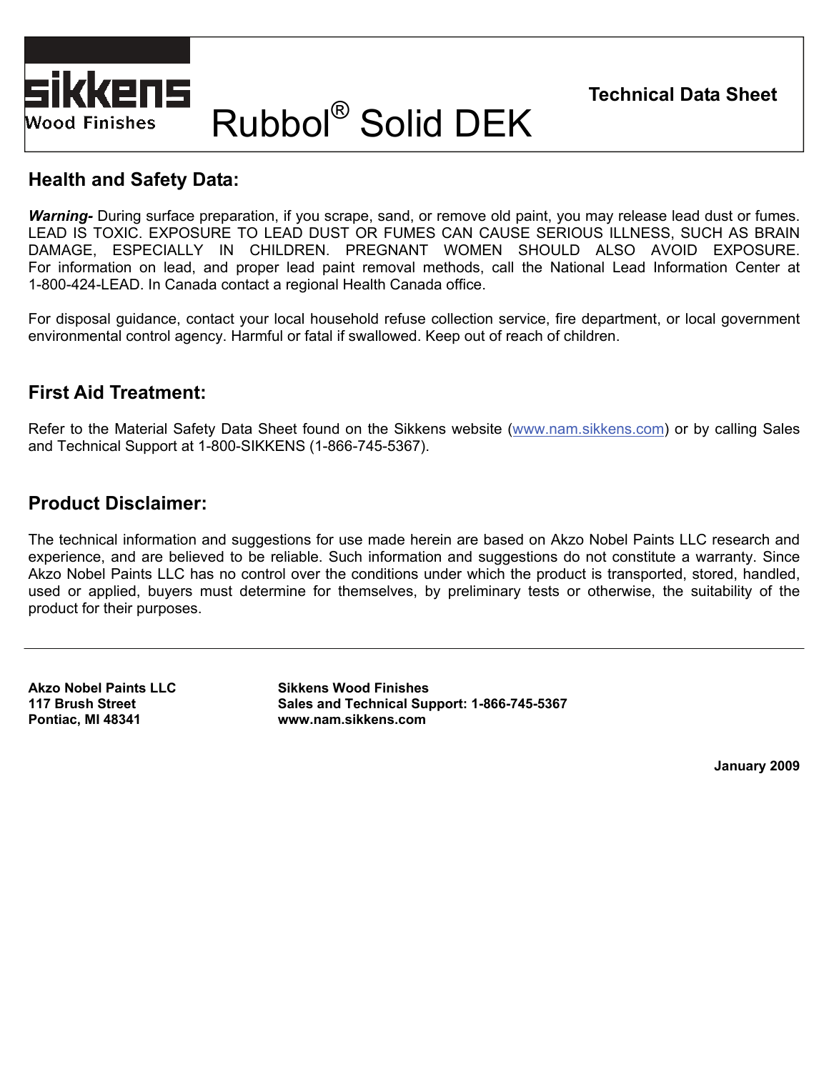Technical Data Sheet

# Rubbol® Solid DEK

## Health and Safety Data:

***Warning-*** During surface preparation, if you scrape, sand, or remove old paint, you may release lead dust or fumes. LEAD IS TOXIC. EXPOSURE TO LEAD DUST OR FUMES CAN CAUSE SERIOUS ILLNESS, SUCH AS BRAIN DAMAGE, ESPECIALLY IN CHILDREN. PREGNANT WOMEN SHOULD ALSO AVOID EXPOSURE. For information on lead, and proper lead paint removal methods, call the National Lead Information Center at 1-800-424-LEAD. In Canada contact a regional Health Canada office.

For disposal guidance, contact your local household refuse collection service, fire department, or local government environmental control agency. Harmful or fatal if swallowed. Keep out of reach of children.

## First Aid Treatment:

Refer to the Material Safety Data Sheet found on the Sikkens website (www.nam.sikkens.com) or by calling Sales and Technical Support at 1-800-SIKKENS (1-866-745-5367).

## Product Disclaimer:

The technical information and suggestions for use made herein are based on Akzo Nobel Paints LLC research and experience, and are believed to be reliable. Such information and suggestions do not constitute a warranty. Since Akzo Nobel Paints LLC has no control over the conditions under which the product is transported, stored, handled, used or applied, buyers must determine for themselves, by preliminary tests or otherwise, the suitability of the product for their purposes.

---

**Akzo Nobel Paints LLC**
**117 Brush Street**
**Pontiac, MI 48341**

**Sikkens Wood Finishes**
**Sales and Technical Support: 1-866-745-5367**
**www.nam.sikkens.com**

**January 2009**